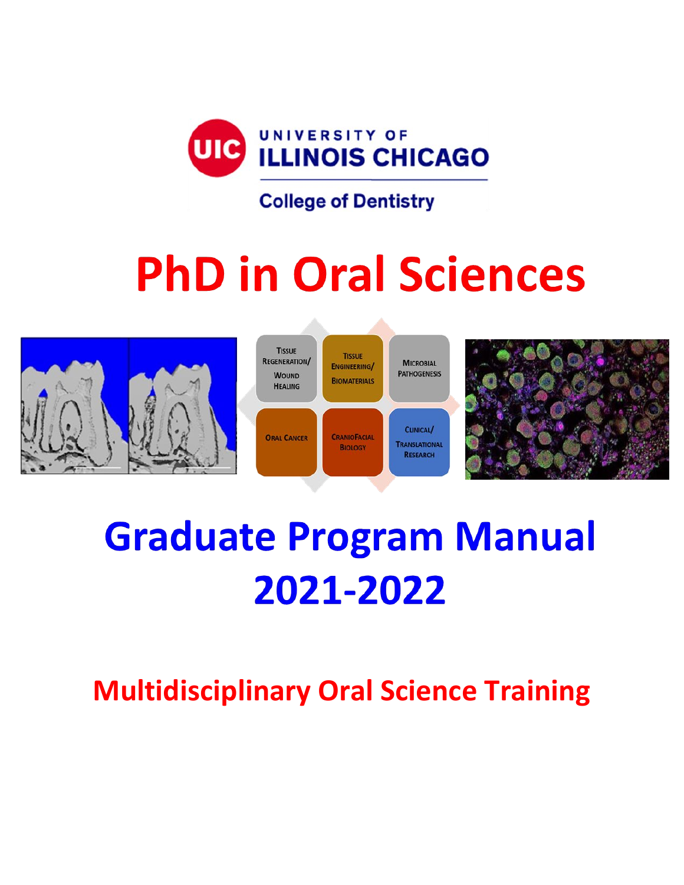UNIVERSITY OF ILLINOIS CHICAGO

College of Dentistry

# PhD in Oral Sciences

Tissue Regeneration/ Wound Healing

Tissue Engineering/ Biomaterials

Microbial Pathogenesis

Oral Cancer

CranioFacial Biology

Clinical/ Translational Research

# Graduate Program Manual 2021-2022

## Multidisciplinary Oral Science Training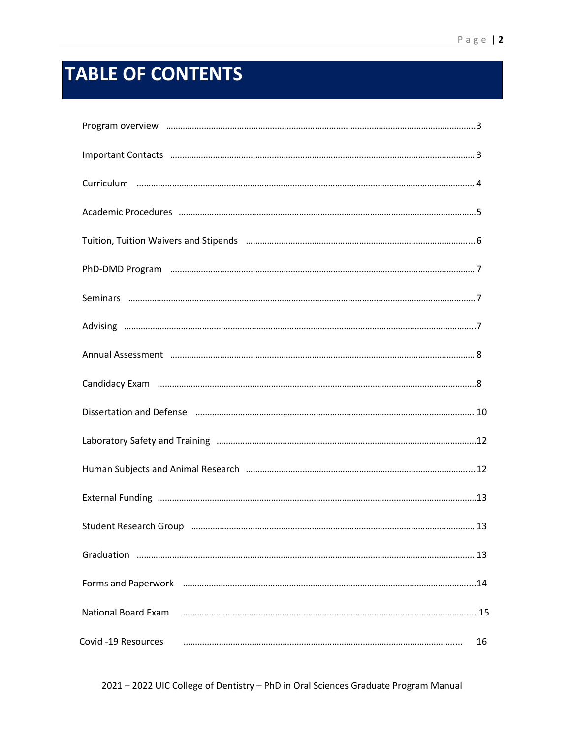# TABLE OF CONTENTS

| | |
|---|---|
| Program overview | 3 |
| Important Contacts | 3 |
| Curriculum | 4 |
| Academic Procedures | 5 |
| Tuition, Tuition Waivers and Stipends | 6 |
| PhD-DMD Program | 7 |
| Seminars | 7 |
| Advising | 7 |
| Annual Assessment | 8 |
| Candidacy Exam | 8 |
| Dissertation and Defense | 10 |
| Laboratory Safety and Training | 12 |
| Human Subjects and Animal Research | 12 |
| External Funding | 13 |
| Student Research Group | 13 |
| Graduation | 13 |
| Forms and Paperwork | 14 |
| National Board Exam | 15 |
| Covid -19 Resources | 16 |

2021 – 2022 UIC College of Dentistry – PhD in Oral Sciences Graduate Program Manual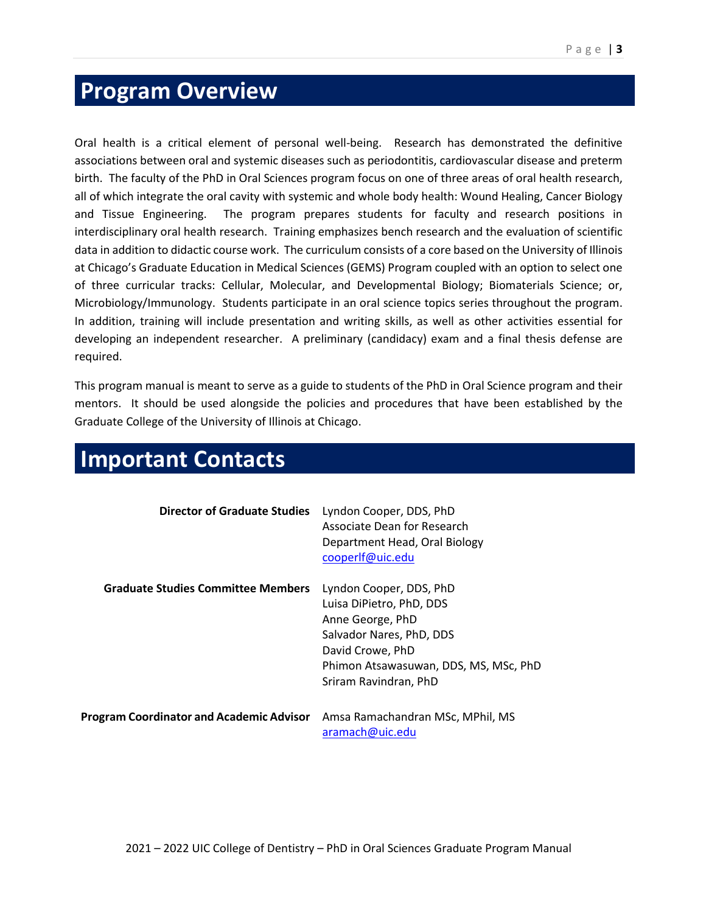# Program Overview

Oral health is a critical element of personal well-being. Research has demonstrated the definitive associations between oral and systemic diseases such as periodontitis, cardiovascular disease and preterm birth. The faculty of the PhD in Oral Sciences program focus on one of three areas of oral health research, all of which integrate the oral cavity with systemic and whole body health: Wound Healing, Cancer Biology and Tissue Engineering. The program prepares students for faculty and research positions in interdisciplinary oral health research. Training emphasizes bench research and the evaluation of scientific data in addition to didactic course work. The curriculum consists of a core based on the University of Illinois at Chicago's Graduate Education in Medical Sciences (GEMS) Program coupled with an option to select one of three curricular tracks: Cellular, Molecular, and Developmental Biology; Biomaterials Science; or, Microbiology/Immunology. Students participate in an oral science topics series throughout the program. In addition, training will include presentation and writing skills, as well as other activities essential for developing an independent researcher. A preliminary (candidacy) exam and a final thesis defense are required.

This program manual is meant to serve as a guide to students of the PhD in Oral Science program and their mentors. It should be used alongside the policies and procedures that have been established by the Graduate College of the University of Illinois at Chicago.

# Important Contacts

**Director of Graduate Studies**

Lyndon Cooper, DDS, PhD
Associate Dean for Research
Department Head, Oral Biology
cooperlf@uic.edu

**Graduate Studies Committee Members**

Lyndon Cooper, DDS, PhD
Luisa DiPietro, PhD, DDS
Anne George, PhD
Salvador Nares, PhD, DDS
David Crowe, PhD
Phimon Atsawasuwan, DDS, MS, MSc, PhD
Sriram Ravindran, PhD

**Program Coordinator and Academic Advisor**

Amsa Ramachandran MSc, MPhil, MS
aramach@uic.edu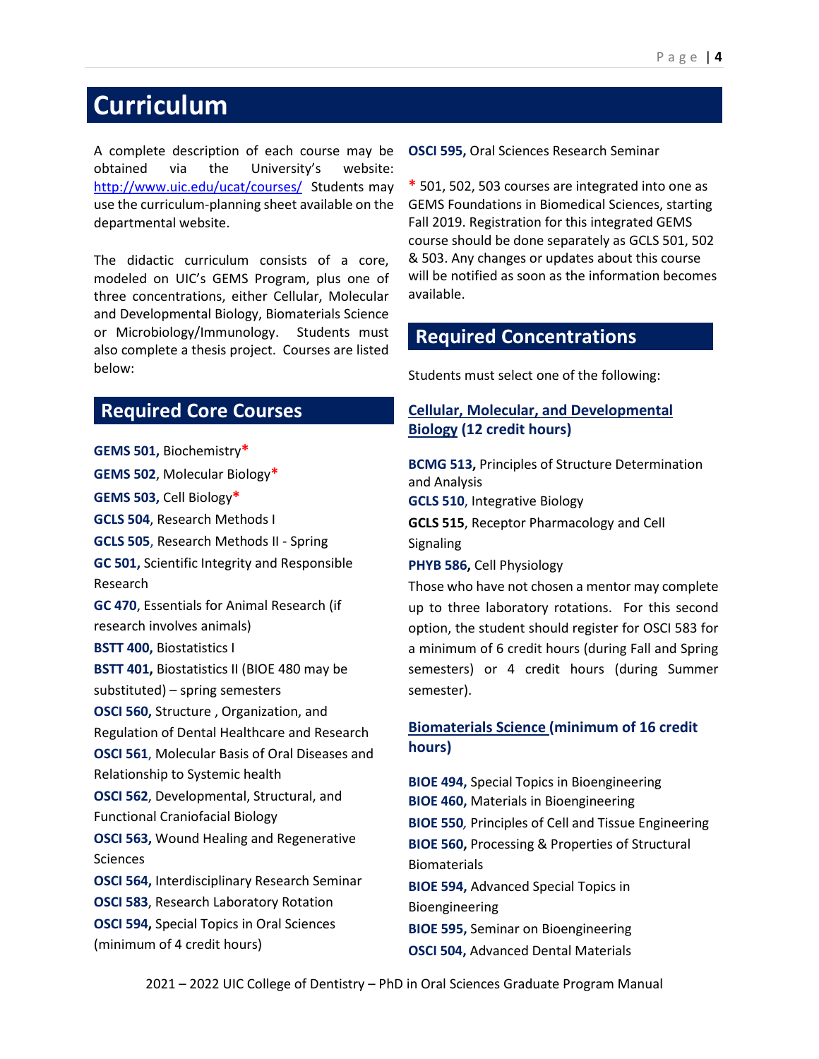# Curriculum

A complete description of each course may be obtained via the University's website: http://www.uic.edu/ucat/courses/ Students may use the curriculum-planning sheet available on the departmental website.

The didactic curriculum consists of a core, modeled on UIC's GEMS Program, plus one of three concentrations, either Cellular, Molecular and Developmental Biology, Biomaterials Science or Microbiology/Immunology. Students must also complete a thesis project. Courses are listed below:

## Required Core Courses

**GEMS 501,** Biochemistry*

**GEMS 502**, Molecular Biology*

**GEMS 503,** Cell Biology*

**GCLS 504**, Research Methods I

**GCLS 505**, Research Methods II - Spring

**GC 501,** Scientific Integrity and Responsible Research

**GC 470**, Essentials for Animal Research (if research involves animals)

**BSTT 400,** Biostatistics I

**BSTT 401,** Biostatistics II (BIOE 480 may be substituted) – spring semesters

**OSCI 560,** Structure , Organization, and Regulation of Dental Healthcare and Research

**OSCI 561**, Molecular Basis of Oral Diseases and Relationship to Systemic health

**OSCI 562**, Developmental, Structural, and Functional Craniofacial Biology

**OSCI 563,** Wound Healing and Regenerative Sciences

**OSCI 564,** Interdisciplinary Research Seminar

**OSCI 583**, Research Laboratory Rotation

**OSCI 594,** Special Topics in Oral Sciences (minimum of 4 credit hours)

**OSCI 595,** Oral Sciences Research Seminar

\* 501, 502, 503 courses are integrated into one as GEMS Foundations in Biomedical Sciences, starting Fall 2019. Registration for this integrated GEMS course should be done separately as GCLS 501, 502 & 503. Any changes or updates about this course will be notified as soon as the information becomes available.

## Required Concentrations

Students must select one of the following:

### Cellular, Molecular, and Developmental Biology (12 credit hours)

**BCMG 513,** Principles of Structure Determination and Analysis

**GCLS 510**, Integrative Biology

**GCLS 515**, Receptor Pharmacology and Cell Signaling

**PHYB 586,** Cell Physiology

Those who have not chosen a mentor may complete up to three laboratory rotations. For this second option, the student should register for OSCI 583 for a minimum of 6 credit hours (during Fall and Spring semesters) or 4 credit hours (during Summer semester).

### Biomaterials Science (minimum of 16 credit hours)

**BIOE 494,** Special Topics in Bioengineering

**BIOE 460,** Materials in Bioengineering

**BIOE 550**, Principles of Cell and Tissue Engineering

**BIOE 560,** Processing & Properties of Structural Biomaterials

**BIOE 594,** Advanced Special Topics in Bioengineering

**BIOE 595,** Seminar on Bioengineering

**OSCI 504,** Advanced Dental Materials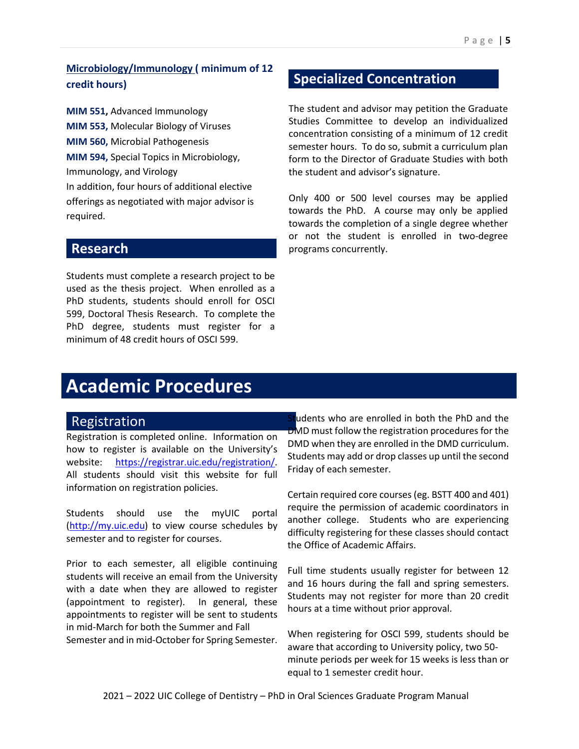### Microbiology/Immunology ( minimum of 12 credit hours)

**MIM 551,** Advanced Immunology
**MIM 553,** Molecular Biology of Viruses
**MIM 560,** Microbial Pathogenesis
**MIM 594,** Special Topics in Microbiology, Immunology, and Virology
In addition, four hours of additional elective offerings as negotiated with major advisor is required.

## Research

Students must complete a research project to be used as the thesis project. When enrolled as a PhD students, students should enroll for OSCI 599, Doctoral Thesis Research. To complete the PhD degree, students must register for a minimum of 48 credit hours of OSCI 599.

## Specialized Concentration

The student and advisor may petition the Graduate Studies Committee to develop an individualized concentration consisting of a minimum of 12 credit semester hours. To do so, submit a curriculum plan form to the Director of Graduate Studies with both the student and advisor's signature.

Only 400 or 500 level courses may be applied towards the PhD. A course may only be applied towards the completion of a single degree whether or not the student is enrolled in two-degree programs concurrently.

# Academic Procedures

## Registration

Registration is completed online. Information on how to register is available on the University's website: https://registrar.uic.edu/registration/. All students should visit this website for full information on registration policies.

Students should use the myUIC portal (http://my.uic.edu) to view course schedules by semester and to register for courses.

Prior to each semester, all eligible continuing students will receive an email from the University with a date when they are allowed to register (appointment to register). In general, these appointments to register will be sent to students in mid-March for both the Summer and Fall Semester and in mid-October for Spring Semester.

Students who are enrolled in both the PhD and the DMD must follow the registration procedures for the DMD when they are enrolled in the DMD curriculum. Students may add or drop classes up until the second Friday of each semester.

Certain required core courses (eg. BSTT 400 and 401) require the permission of academic coordinators in another college. Students who are experiencing difficulty registering for these classes should contact the Office of Academic Affairs.

Full time students usually register for between 12 and 16 hours during the fall and spring semesters. Students may not register for more than 20 credit hours at a time without prior approval.

When registering for OSCI 599, students should be aware that according to University policy, two 50-minute periods per week for 15 weeks is less than or equal to 1 semester credit hour.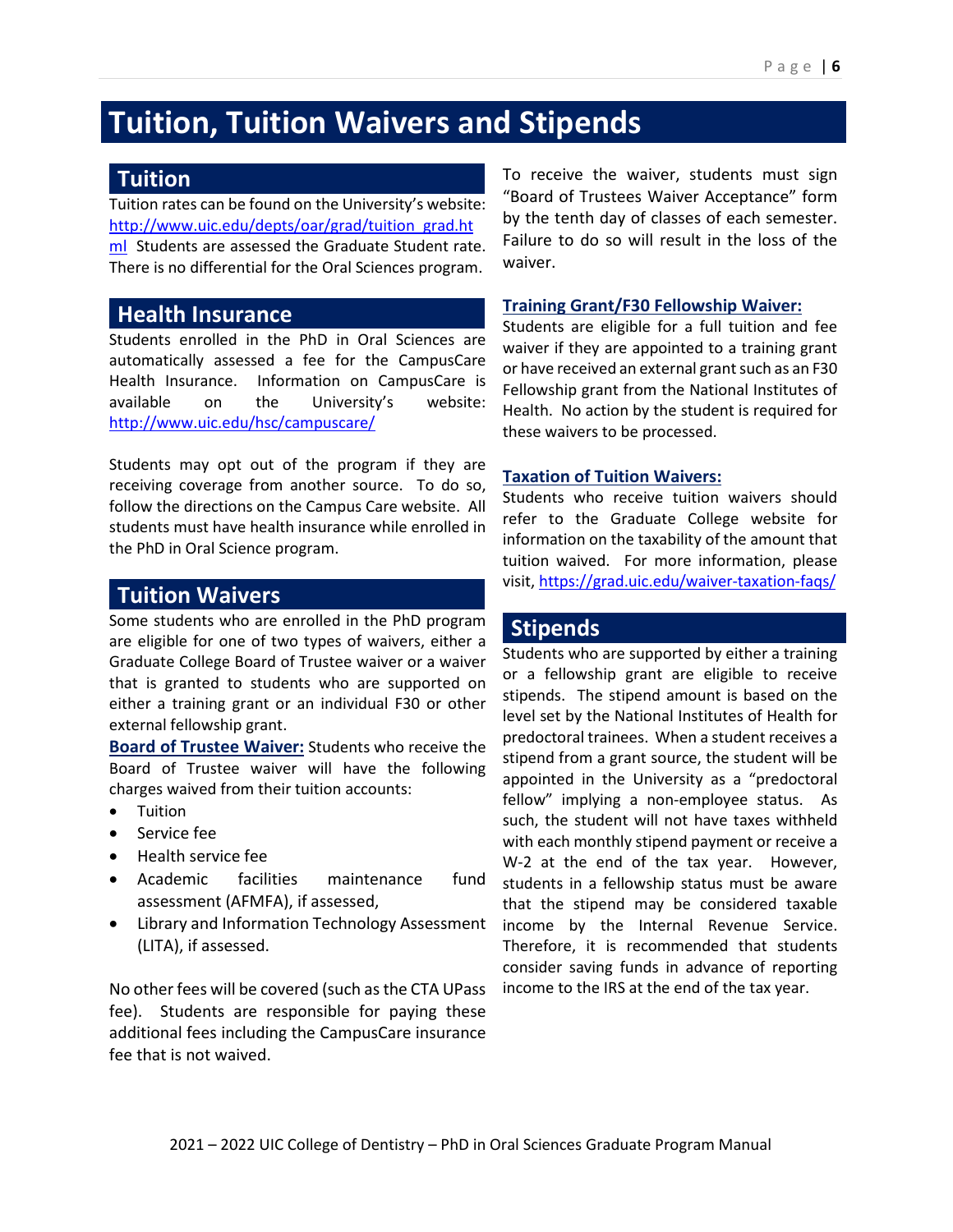// Tuition, Tuition Waivers and Stipends

## Tuition

Tuition rates can be found on the University's website: http://www.uic.edu/depts/oar/grad/tuition_grad.html Students are assessed the Graduate Student rate. There is no differential for the Oral Sciences program.

## Health Insurance

Students enrolled in the PhD in Oral Sciences are automatically assessed a fee for the CampusCare Health Insurance. Information on CampusCare is available on the University's website: http://www.uic.edu/hsc/campuscare/

Students may opt out of the program if they are receiving coverage from another source. To do so, follow the directions on the Campus Care website. All students must have health insurance while enrolled in the PhD in Oral Science program.

## Tuition Waivers

Some students who are enrolled in the PhD program are eligible for one of two types of waivers, either a Graduate College Board of Trustee waiver or a waiver that is granted to students who are supported on either a training grant or an individual F30 or other external fellowship grant.

**Board of Trustee Waiver:** Students who receive the Board of Trustee waiver will have the following charges waived from their tuition accounts:

- Tuition
- Service fee
- Health service fee
- Academic facilities maintenance fund assessment (AFMFA), if assessed,
- Library and Information Technology Assessment (LITA), if assessed.

No other fees will be covered (such as the CTA UPass fee). Students are responsible for paying these additional fees including the CampusCare insurance fee that is not waived.

To receive the waiver, students must sign "Board of Trustees Waiver Acceptance" form by the tenth day of classes of each semester. Failure to do so will result in the loss of the waiver.

**Training Grant/F30 Fellowship Waiver:**
Students are eligible for a full tuition and fee waiver if they are appointed to a training grant or have received an external grant such as an F30 Fellowship grant from the National Institutes of Health. No action by the student is required for these waivers to be processed.

**Taxation of Tuition Waivers:**
Students who receive tuition waivers should refer to the Graduate College website for information on the taxability of the amount that tuition waived. For more information, please visit, https://grad.uic.edu/waiver-taxation-faqs/

## Stipends

Students who are supported by either a training or a fellowship grant are eligible to receive stipends. The stipend amount is based on the level set by the National Institutes of Health for predoctoral trainees. When a student receives a stipend from a grant source, the student will be appointed in the University as a "predoctoral fellow" implying a non-employee status. As such, the student will not have taxes withheld with each monthly stipend payment or receive a W-2 at the end of the tax year. However, students in a fellowship status must be aware that the stipend may be considered taxable income by the Internal Revenue Service. Therefore, it is recommended that students consider saving funds in advance of reporting income to the IRS at the end of the tax year.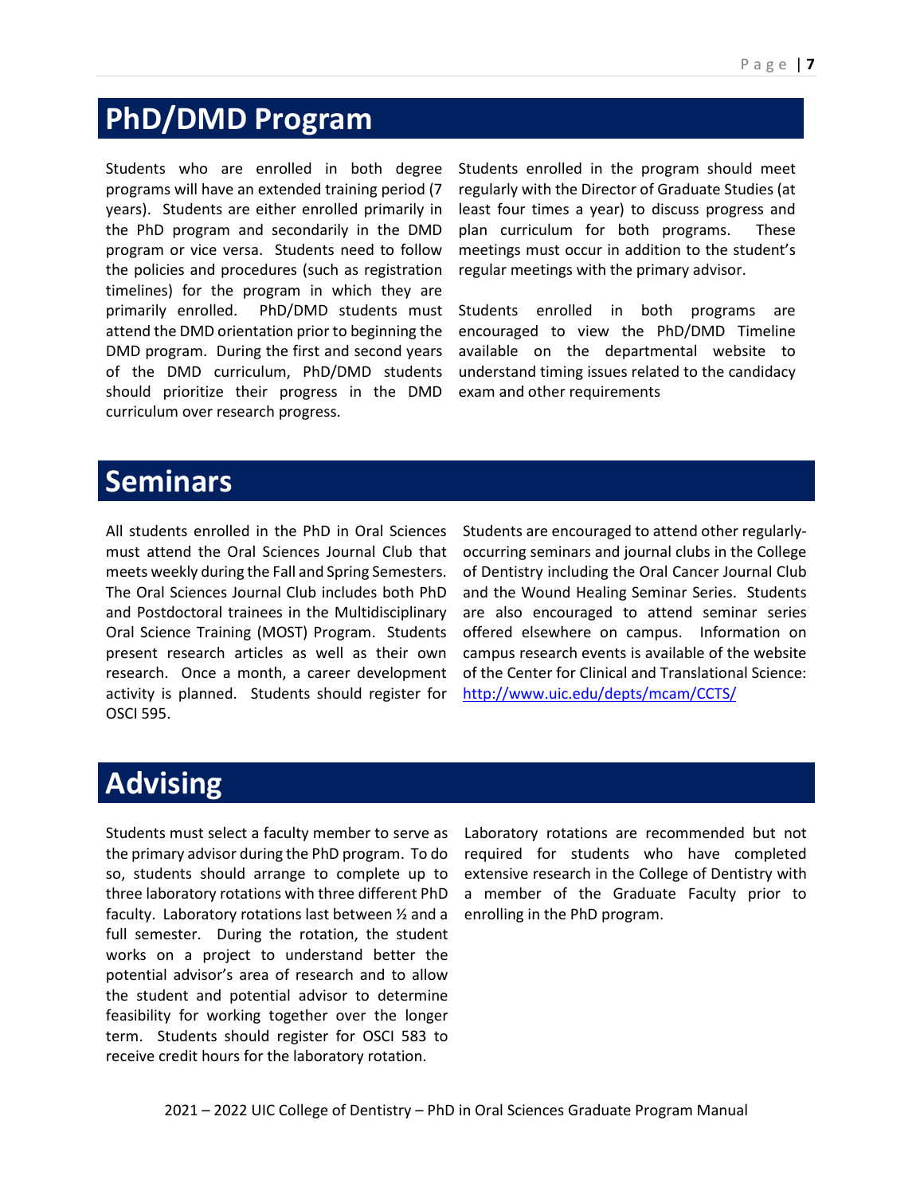# PhD/DMD Program

Students who are enrolled in both degree programs will have an extended training period (7 years). Students are either enrolled primarily in the PhD program and secondarily in the DMD program or vice versa. Students need to follow the policies and procedures (such as registration timelines) for the program in which they are primarily enrolled. PhD/DMD students must attend the DMD orientation prior to beginning the DMD program. During the first and second years of the DMD curriculum, PhD/DMD students should prioritize their progress in the DMD curriculum over research progress.

Students enrolled in the program should meet regularly with the Director of Graduate Studies (at least four times a year) to discuss progress and plan curriculum for both programs. These meetings must occur in addition to the student's regular meetings with the primary advisor.

Students enrolled in both programs are encouraged to view the PhD/DMD Timeline available on the departmental website to understand timing issues related to the candidacy exam and other requirements

# Seminars

All students enrolled in the PhD in Oral Sciences must attend the Oral Sciences Journal Club that meets weekly during the Fall and Spring Semesters. The Oral Sciences Journal Club includes both PhD and Postdoctoral trainees in the Multidisciplinary Oral Science Training (MOST) Program. Students present research articles as well as their own research. Once a month, a career development activity is planned. Students should register for OSCI 595.

Students are encouraged to attend other regularly-occurring seminars and journal clubs in the College of Dentistry including the Oral Cancer Journal Club and the Wound Healing Seminar Series. Students are also encouraged to attend seminar series offered elsewhere on campus. Information on campus research events is available of the website of the Center for Clinical and Translational Science: [http://www.uic.edu/depts/mcam/CCTS/](http://www.uic.edu/depts/mcam/CCTS/)

# Advising

Students must select a faculty member to serve as the primary advisor during the PhD program. To do so, students should arrange to complete up to three laboratory rotations with three different PhD faculty. Laboratory rotations last between ½ and a full semester. During the rotation, the student works on a project to understand better the potential advisor's area of research and to allow the student and potential advisor to determine feasibility for working together over the longer term. Students should register for OSCI 583 to receive credit hours for the laboratory rotation.

Laboratory rotations are recommended but not required for students who have completed extensive research in the College of Dentistry with a member of the Graduate Faculty prior to enrolling in the PhD program.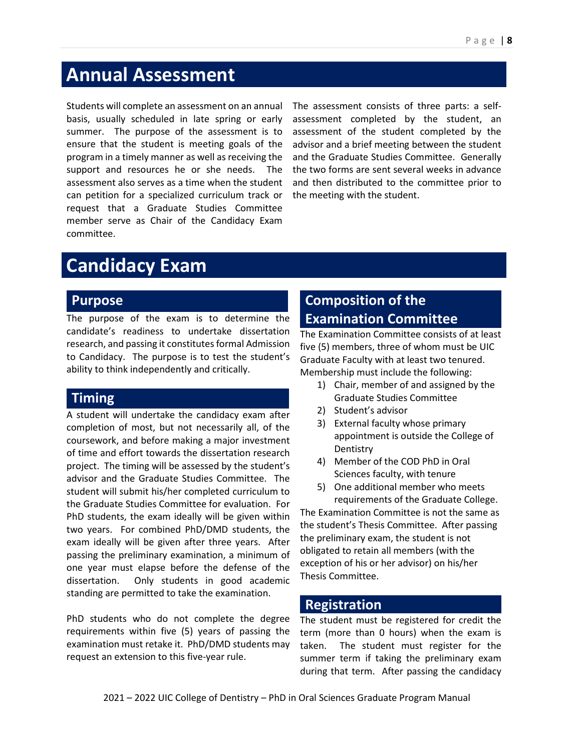# Annual Assessment

Students will complete an assessment on an annual basis, usually scheduled in late spring or early summer. The purpose of the assessment is to ensure that the student is meeting goals of the program in a timely manner as well as receiving the support and resources he or she needs. The assessment also serves as a time when the student can petition for a specialized curriculum track or request that a Graduate Studies Committee member serve as Chair of the Candidacy Exam committee.

The assessment consists of three parts: a self-assessment completed by the student, an assessment of the student completed by the advisor and a brief meeting between the student and the Graduate Studies Committee. Generally the two forms are sent several weeks in advance and then distributed to the committee prior to the meeting with the student.

# Candidacy Exam

## Purpose

The purpose of the exam is to determine the candidate's readiness to undertake dissertation research, and passing it constitutes formal Admission to Candidacy. The purpose is to test the student's ability to think independently and critically.

## Timing

A student will undertake the candidacy exam after completion of most, but not necessarily all, of the coursework, and before making a major investment of time and effort towards the dissertation research project. The timing will be assessed by the student's advisor and the Graduate Studies Committee. The student will submit his/her completed curriculum to the Graduate Studies Committee for evaluation. For PhD students, the exam ideally will be given within two years. For combined PhD/DMD students, the exam ideally will be given after three years. After passing the preliminary examination, a minimum of one year must elapse before the defense of the dissertation. Only students in good academic standing are permitted to take the examination.

PhD students who do not complete the degree requirements within five (5) years of passing the examination must retake it. PhD/DMD students may request an extension to this five-year rule.

## Composition of the Examination Committee

The Examination Committee consists of at least five (5) members, three of whom must be UIC Graduate Faculty with at least two tenured. Membership must include the following:

1) Chair, member of and assigned by the Graduate Studies Committee
2) Student's advisor
3) External faculty whose primary appointment is outside the College of Dentistry
4) Member of the COD PhD in Oral Sciences faculty, with tenure
5) One additional member who meets requirements of the Graduate College.

The Examination Committee is not the same as the student's Thesis Committee. After passing the preliminary exam, the student is not obligated to retain all members (with the exception of his or her advisor) on his/her Thesis Committee.

## Registration

The student must be registered for credit the term (more than 0 hours) when the exam is taken. The student must register for the summer term if taking the preliminary exam during that term. After passing the candidacy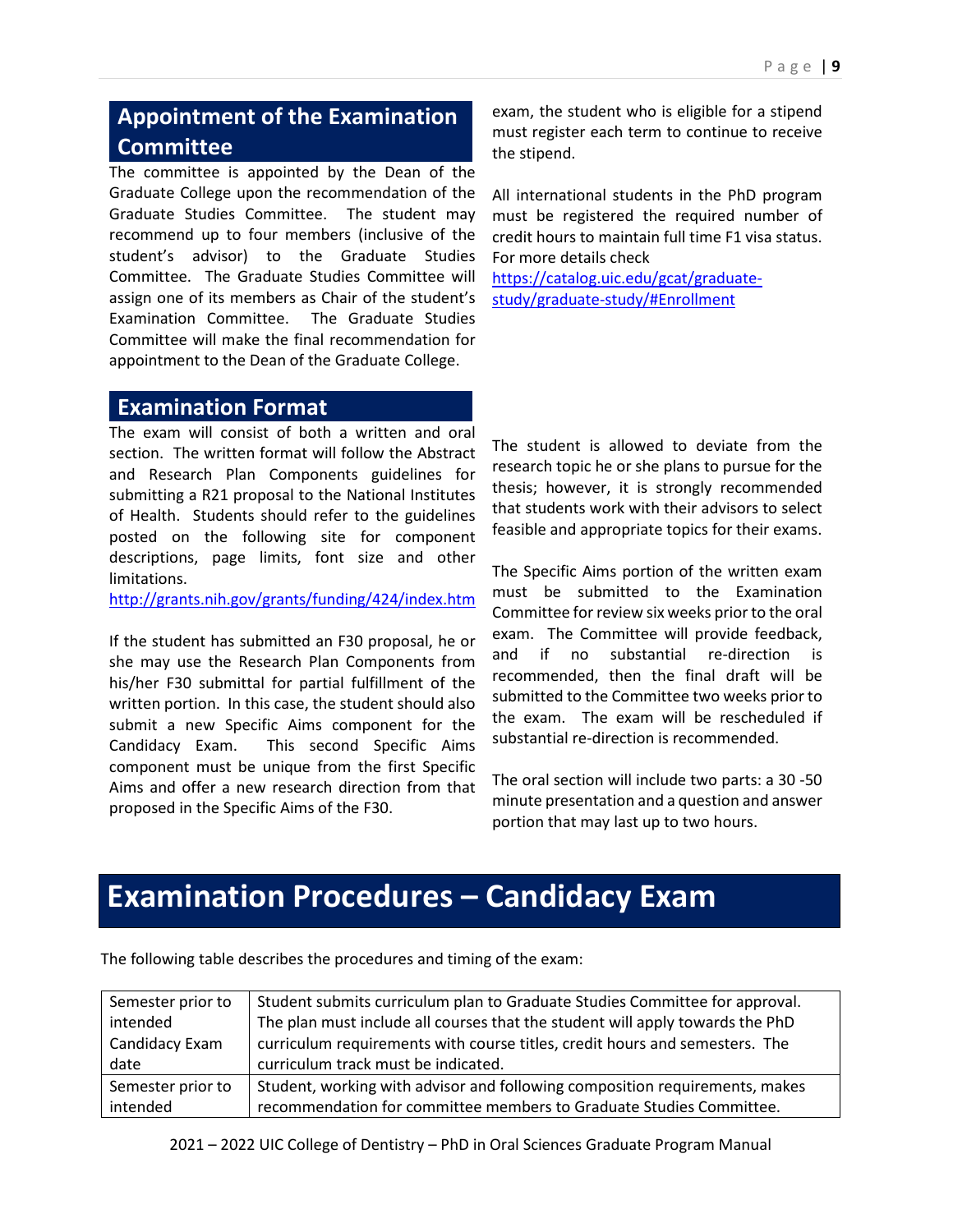## Appointment of the Examination Committee

The committee is appointed by the Dean of the Graduate College upon the recommendation of the Graduate Studies Committee. The student may recommend up to four members (inclusive of the student's advisor) to the Graduate Studies Committee. The Graduate Studies Committee will assign one of its members as Chair of the student's Examination Committee. The Graduate Studies Committee will make the final recommendation for appointment to the Dean of the Graduate College.

exam, the student who is eligible for a stipend must register each term to continue to receive the stipend.

All international students in the PhD program must be registered the required number of credit hours to maintain full time F1 visa status. For more details check https://catalog.uic.edu/gcat/graduate-study/graduate-study/#Enrollment

## Examination Format

The exam will consist of both a written and oral section. The written format will follow the Abstract and Research Plan Components guidelines for submitting a R21 proposal to the National Institutes of Health. Students should refer to the guidelines posted on the following site for component descriptions, page limits, font size and other limitations.

http://grants.nih.gov/grants/funding/424/index.htm

If the student has submitted an F30 proposal, he or she may use the Research Plan Components from his/her F30 submittal for partial fulfillment of the written portion. In this case, the student should also submit a new Specific Aims component for the Candidacy Exam. This second Specific Aims component must be unique from the first Specific Aims and offer a new research direction from that proposed in the Specific Aims of the F30.

The student is allowed to deviate from the research topic he or she plans to pursue for the thesis; however, it is strongly recommended that students work with their advisors to select feasible and appropriate topics for their exams.

The Specific Aims portion of the written exam must be submitted to the Examination Committee for review six weeks prior to the oral exam. The Committee will provide feedback, and if no substantial re-direction is recommended, then the final draft will be submitted to the Committee two weeks prior to the exam. The exam will be rescheduled if substantial re-direction is recommended.

The oral section will include two parts: a 30 -50 minute presentation and a question and answer portion that may last up to two hours.

# Examination Procedures – Candidacy Exam

The following table describes the procedures and timing of the exam:

| | |
|---|---|
| Semester prior to intended Candidacy Exam date | Student submits curriculum plan to Graduate Studies Committee for approval. The plan must include all courses that the student will apply towards the PhD curriculum requirements with course titles, credit hours and semesters. The curriculum track must be indicated. |
| Semester prior to intended | Student, working with advisor and following composition requirements, makes recommendation for committee members to Graduate Studies Committee. |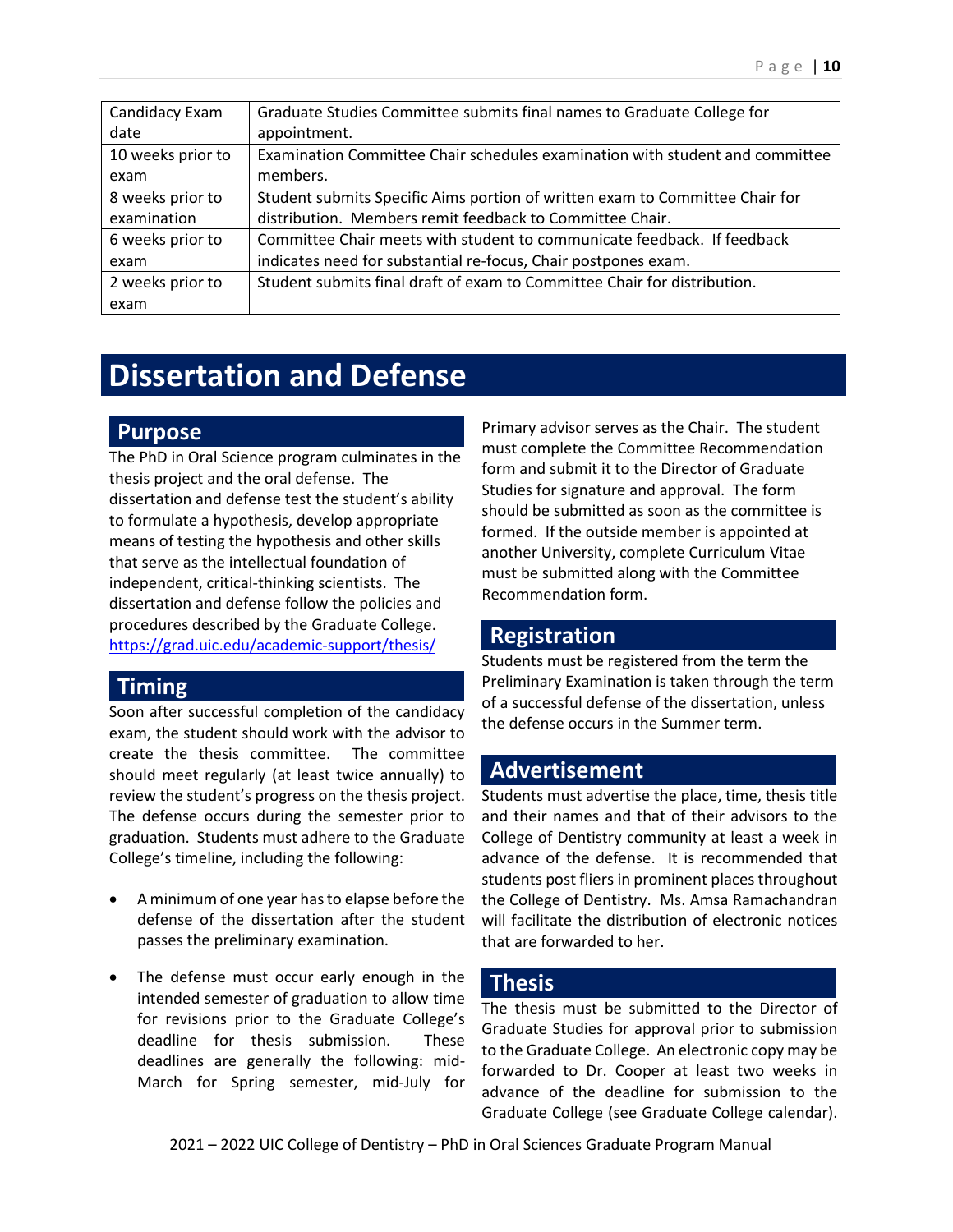| Candidacy Exam date | Graduate Studies Committee submits final names to Graduate College for appointment. |
|---|---|
| 10 weeks prior to exam | Examination Committee Chair schedules examination with student and committee members. |
| 8 weeks prior to examination | Student submits Specific Aims portion of written exam to Committee Chair for distribution. Members remit feedback to Committee Chair. |
| 6 weeks prior to exam | Committee Chair meets with student to communicate feedback. If feedback indicates need for substantial re-focus, Chair postpones exam. |
| 2 weeks prior to exam | Student submits final draft of exam to Committee Chair for distribution. |

# Dissertation and Defense

## Purpose

The PhD in Oral Science program culminates in the thesis project and the oral defense. The dissertation and defense test the student's ability to formulate a hypothesis, develop appropriate means of testing the hypothesis and other skills that serve as the intellectual foundation of independent, critical-thinking scientists. The dissertation and defense follow the policies and procedures described by the Graduate College. https://grad.uic.edu/academic-support/thesis/

## Timing

Soon after successful completion of the candidacy exam, the student should work with the advisor to create the thesis committee. The committee should meet regularly (at least twice annually) to review the student's progress on the thesis project. The defense occurs during the semester prior to graduation. Students must adhere to the Graduate College's timeline, including the following:

- A minimum of one year has to elapse before the defense of the dissertation after the student passes the preliminary examination.
- The defense must occur early enough in the intended semester of graduation to allow time for revisions prior to the Graduate College's deadline for thesis submission. These deadlines are generally the following: mid-March for Spring semester, mid-July for

Primary advisor serves as the Chair. The student must complete the Committee Recommendation form and submit it to the Director of Graduate Studies for signature and approval. The form should be submitted as soon as the committee is formed. If the outside member is appointed at another University, complete Curriculum Vitae must be submitted along with the Committee Recommendation form.

## Registration

Students must be registered from the term the Preliminary Examination is taken through the term of a successful defense of the dissertation, unless the defense occurs in the Summer term.

## Advertisement

Students must advertise the place, time, thesis title and their names and that of their advisors to the College of Dentistry community at least a week in advance of the defense. It is recommended that students post fliers in prominent places throughout the College of Dentistry. Ms. Amsa Ramachandran will facilitate the distribution of electronic notices that are forwarded to her.

## Thesis

The thesis must be submitted to the Director of Graduate Studies for approval prior to submission to the Graduate College. An electronic copy may be forwarded to Dr. Cooper at least two weeks in advance of the deadline for submission to the Graduate College (see Graduate College calendar).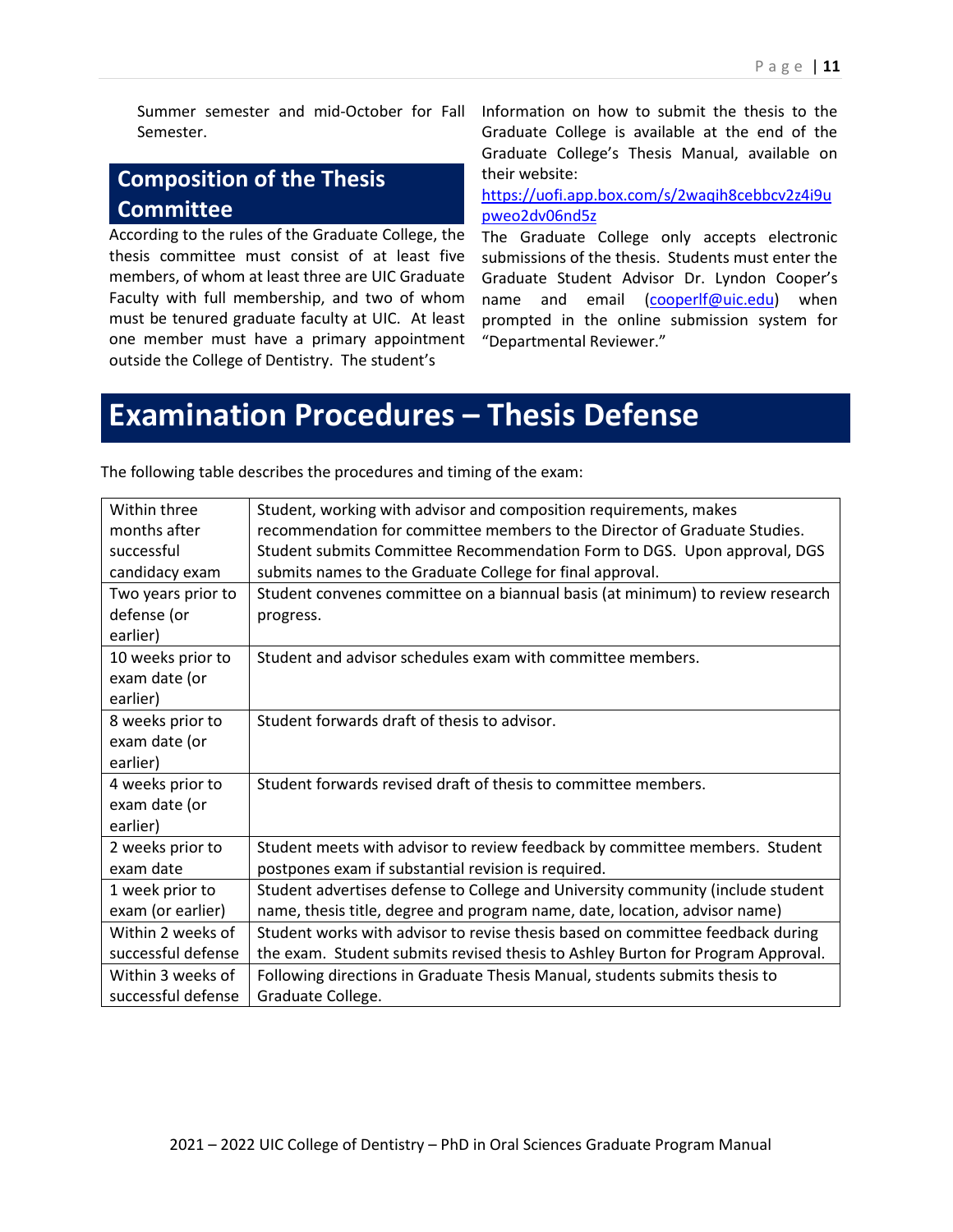Summer semester and mid-October for Fall Semester.

## Composition of the Thesis Committee

According to the rules of the Graduate College, the thesis committee must consist of at least five members, of whom at least three are UIC Graduate Faculty with full membership, and two of whom must be tenured graduate faculty at UIC. At least one member must have a primary appointment outside the College of Dentistry. The student's

Information on how to submit the thesis to the Graduate College is available at the end of the Graduate College's Thesis Manual, available on their website: [https://uofi.app.box.com/s/2waqih8cebbcv2z4i9upweo2dv06nd5z](https://uofi.app.box.com/s/2waqih8cebbcv2z4i9upweo2dv06nd5z)

The Graduate College only accepts electronic submissions of the thesis. Students must enter the Graduate Student Advisor Dr. Lyndon Cooper's name and email (cooperlf@uic.edu) when prompted in the online submission system for "Departmental Reviewer."

# Examination Procedures – Thesis Defense

The following table describes the procedures and timing of the exam:

| Timing | Procedure |
|---|---|
| Within three months after successful candidacy exam | Student, working with advisor and composition requirements, makes recommendation for committee members to the Director of Graduate Studies. Student submits Committee Recommendation Form to DGS. Upon approval, DGS submits names to the Graduate College for final approval. |
| Two years prior to defense (or earlier) | Student convenes committee on a biannual basis (at minimum) to review research progress. |
| 10 weeks prior to exam date (or earlier) | Student and advisor schedules exam with committee members. |
| 8 weeks prior to exam date (or earlier) | Student forwards draft of thesis to advisor. |
| 4 weeks prior to exam date (or earlier) | Student forwards revised draft of thesis to committee members. |
| 2 weeks prior to exam date | Student meets with advisor to review feedback by committee members. Student postpones exam if substantial revision is required. |
| 1 week prior to exam (or earlier) | Student advertises defense to College and University community (include student name, thesis title, degree and program name, date, location, advisor name) |
| Within 2 weeks of successful defense | Student works with advisor to revise thesis based on committee feedback during the exam. Student submits revised thesis to Ashley Burton for Program Approval. |
| Within 3 weeks of successful defense | Following directions in Graduate Thesis Manual, students submits thesis to Graduate College. |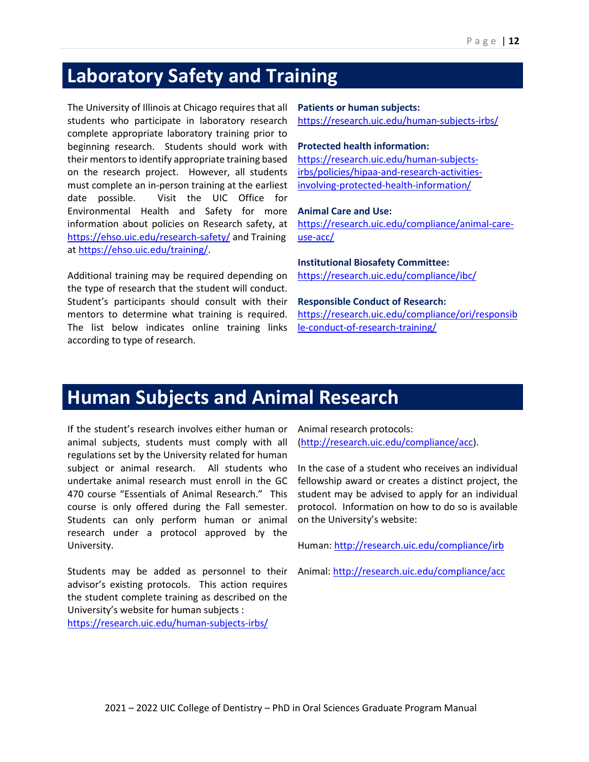# Laboratory Safety and Training

The University of Illinois at Chicago requires that all students who participate in laboratory research complete appropriate laboratory training prior to beginning research. Students should work with their mentors to identify appropriate training based on the research project. However, all students must complete an in-person training at the earliest date possible. Visit the UIC Office for Environmental Health and Safety for more information about policies on Research safety, at https://ehso.uic.edu/research-safety/ and Training at https://ehso.uic.edu/training/.

Additional training may be required depending on the type of research that the student will conduct. Student's participants should consult with their mentors to determine what training is required. The list below indicates online training links according to type of research.

**Patients or human subjects:**
https://research.uic.edu/human-subjects-irbs/

**Protected health information:**
https://research.uic.edu/human-subjects-irbs/policies/hipaa-and-research-activities-involving-protected-health-information/

**Animal Care and Use:**
https://research.uic.edu/compliance/animal-care-use-acc/

**Institutional Biosafety Committee:**
https://research.uic.edu/compliance/ibc/

**Responsible Conduct of Research:**
https://research.uic.edu/compliance/ori/responsible-conduct-of-research-training/

# Human Subjects and Animal Research

If the student's research involves either human or animal subjects, students must comply with all regulations set by the University related for human subject or animal research. All students who undertake animal research must enroll in the GC 470 course "Essentials of Animal Research." This course is only offered during the Fall semester. Students can only perform human or animal research under a protocol approved by the University.

Students may be added as personnel to their advisor's existing protocols. This action requires the student complete training as described on the University's website for human subjects : https://research.uic.edu/human-subjects-irbs/

Animal research protocols: (http://research.uic.edu/compliance/acc).

In the case of a student who receives an individual fellowship award or creates a distinct project, the student may be advised to apply for an individual protocol. Information on how to do so is available on the University's website:

Human: http://research.uic.edu/compliance/irb

Animal: http://research.uic.edu/compliance/acc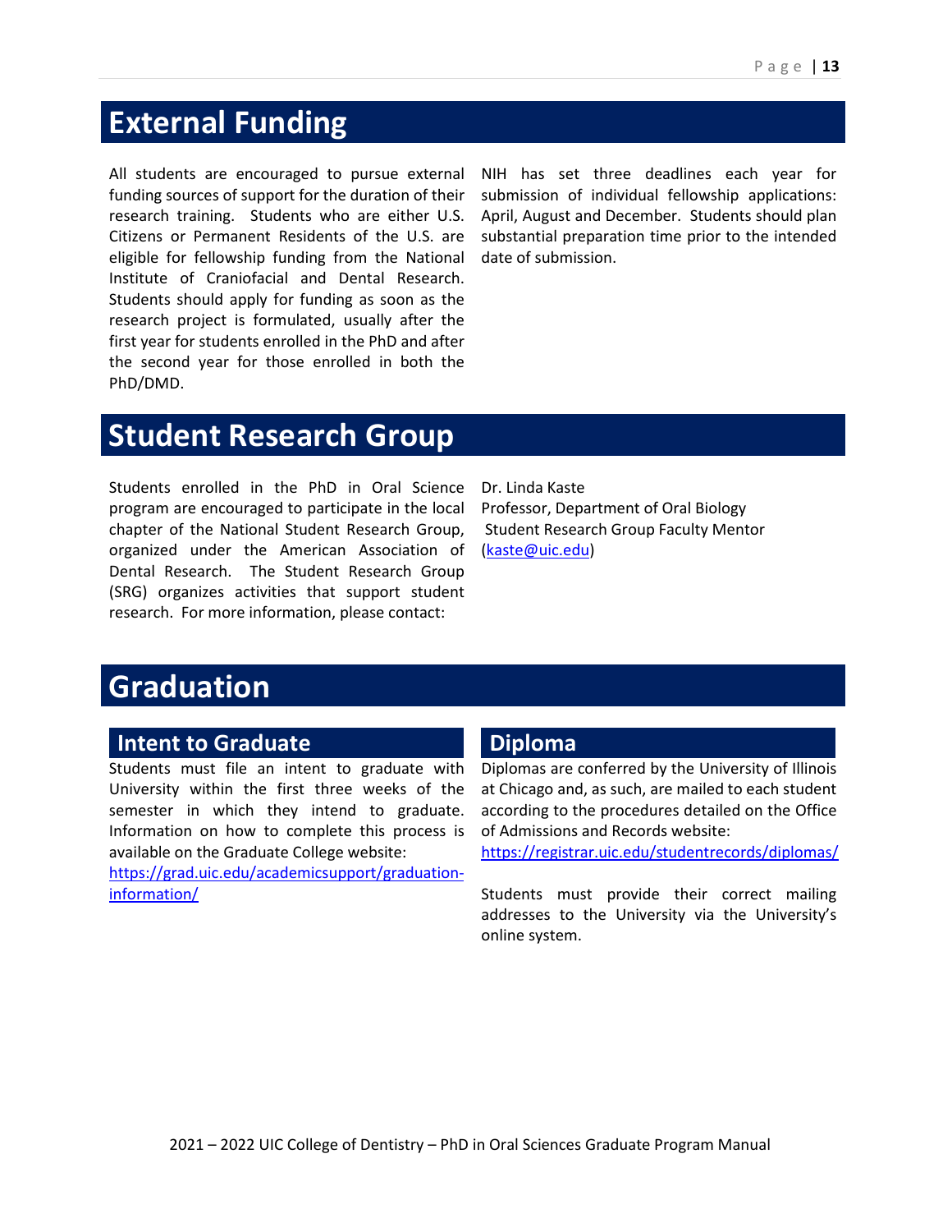# External Funding

All students are encouraged to pursue external funding sources of support for the duration of their research training. Students who are either U.S. Citizens or Permanent Residents of the U.S. are eligible for fellowship funding from the National Institute of Craniofacial and Dental Research. Students should apply for funding as soon as the research project is formulated, usually after the first year for students enrolled in the PhD and after the second year for those enrolled in both the PhD/DMD.

NIH has set three deadlines each year for submission of individual fellowship applications: April, August and December. Students should plan substantial preparation time prior to the intended date of submission.

# Student Research Group

Students enrolled in the PhD in Oral Science program are encouraged to participate in the local chapter of the National Student Research Group, organized under the American Association of Dental Research. The Student Research Group (SRG) organizes activities that support student research. For more information, please contact:

Dr. Linda Kaste
Professor, Department of Oral Biology
Student Research Group Faculty Mentor
(kaste@uic.edu)

# Graduation

## Intent to Graduate

Students must file an intent to graduate with University within the first three weeks of the semester in which they intend to graduate. Information on how to complete this process is available on the Graduate College website:
https://grad.uic.edu/academicsupport/graduation-information/

## Diploma

Diplomas are conferred by the University of Illinois at Chicago and, as such, are mailed to each student according to the procedures detailed on the Office of Admissions and Records website:
https://registrar.uic.edu/studentrecords/diplomas/

Students must provide their correct mailing addresses to the University via the University's online system.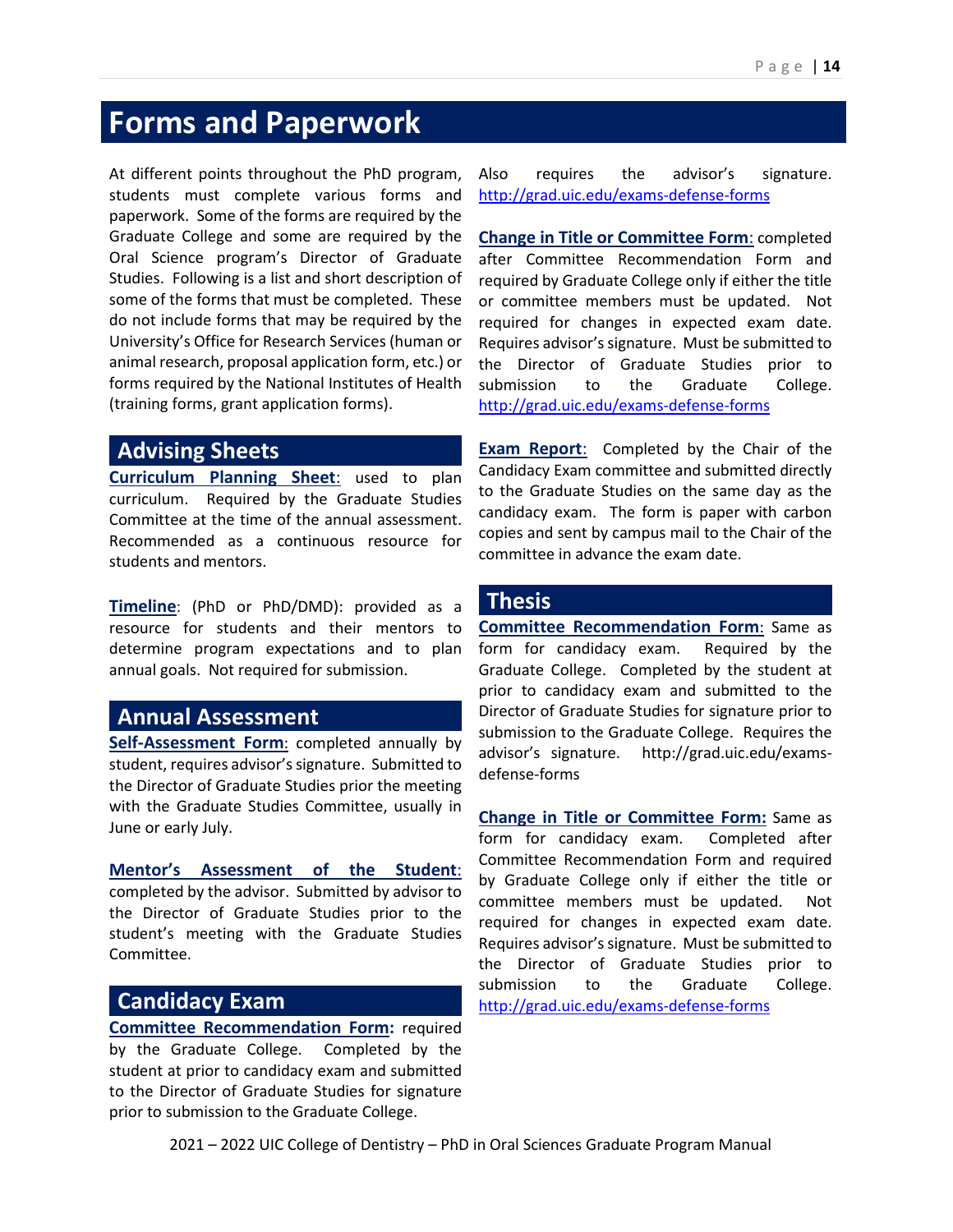# Forms and Paperwork

At different points throughout the PhD program, students must complete various forms and paperwork. Some of the forms are required by the Graduate College and some are required by the Oral Science program's Director of Graduate Studies. Following is a list and short description of some of the forms that must be completed. These do not include forms that may be required by the University's Office for Research Services (human or animal research, proposal application form, etc.) or forms required by the National Institutes of Health (training forms, grant application forms).

## Advising Sheets

**Curriculum Planning Sheet**: used to plan curriculum. Required by the Graduate Studies Committee at the time of the annual assessment. Recommended as a continuous resource for students and mentors.

**Timeline**: (PhD or PhD/DMD): provided as a resource for students and their mentors to determine program expectations and to plan annual goals. Not required for submission.

## Annual Assessment

**Self-Assessment Form**: completed annually by student, requires advisor's signature. Submitted to the Director of Graduate Studies prior the meeting with the Graduate Studies Committee, usually in June or early July.

**Mentor's Assessment of the Student**: completed by the advisor. Submitted by advisor to the Director of Graduate Studies prior to the student's meeting with the Graduate Studies Committee.

## Candidacy Exam

**Committee Recommendation Form:** required by the Graduate College. Completed by the student at prior to candidacy exam and submitted to the Director of Graduate Studies for signature prior to submission to the Graduate College. Also requires the advisor's signature. http://grad.uic.edu/exams-defense-forms

**Change in Title or Committee Form**: completed after Committee Recommendation Form and required by Graduate College only if either the title or committee members must be updated. Not required for changes in expected exam date. Requires advisor's signature. Must be submitted to the Director of Graduate Studies prior to submission to the Graduate College. http://grad.uic.edu/exams-defense-forms

**Exam Report**: Completed by the Chair of the Candidacy Exam committee and submitted directly to the Graduate Studies on the same day as the candidacy exam. The form is paper with carbon copies and sent by campus mail to the Chair of the committee in advance the exam date.

## Thesis

**Committee Recommendation Form**: Same as form for candidacy exam. Required by the Graduate College. Completed by the student at prior to candidacy exam and submitted to the Director of Graduate Studies for signature prior to submission to the Graduate College. Requires the advisor's signature. http://grad.uic.edu/exams-defense-forms

**Change in Title or Committee Form:** Same as form for candidacy exam. Completed after Committee Recommendation Form and required by Graduate College only if either the title or committee members must be updated. Not required for changes in expected exam date. Requires advisor's signature. Must be submitted to the Director of Graduate Studies prior to submission to the Graduate College. http://grad.uic.edu/exams-defense-forms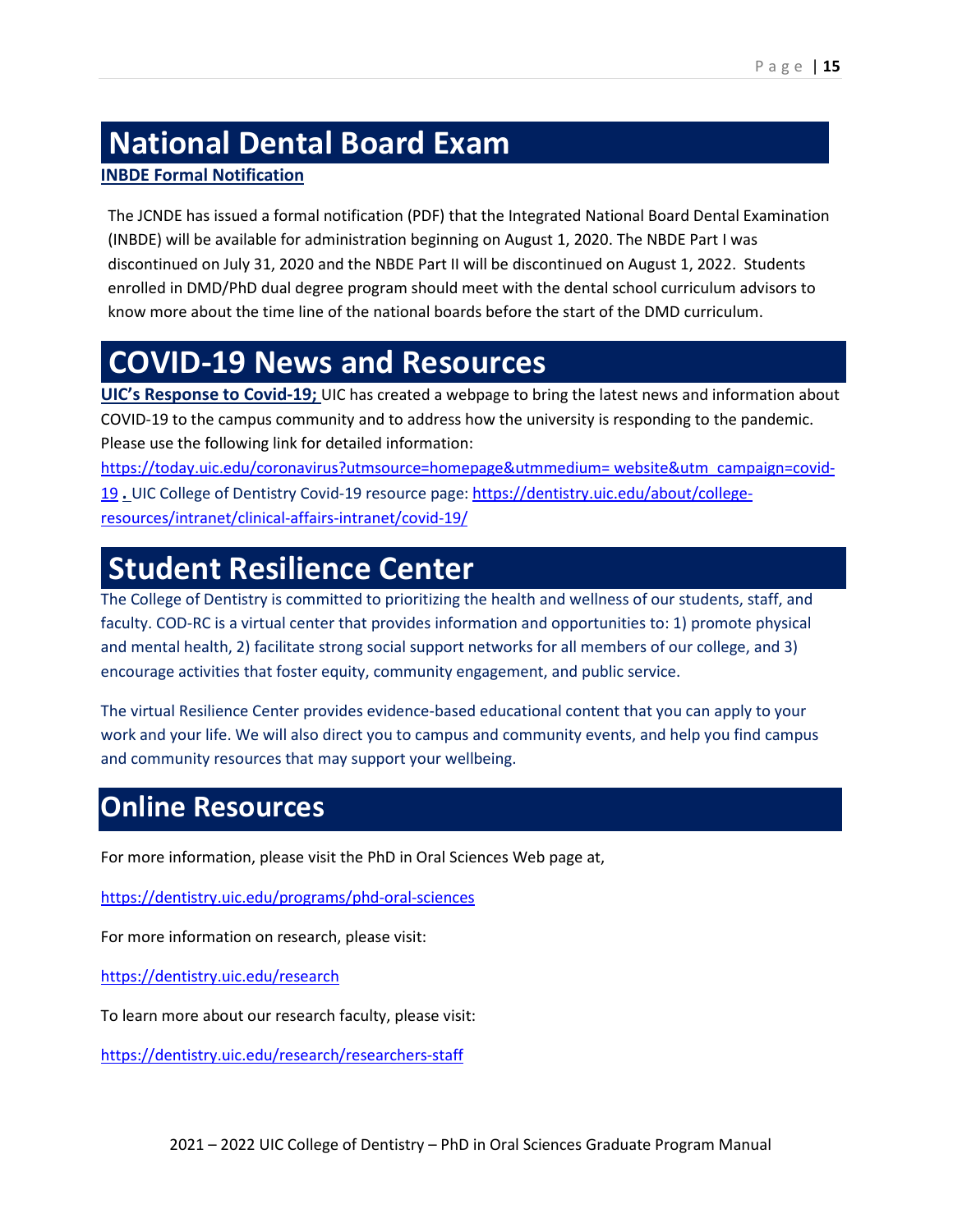# National Dental Board Exam

**INBDE Formal Notification**

The JCNDE has issued a formal notification (PDF) that the Integrated National Board Dental Examination (INBDE) will be available for administration beginning on August 1, 2020. The NBDE Part I was discontinued on July 31, 2020 and the NBDE Part II will be discontinued on August 1, 2022. Students enrolled in DMD/PhD dual degree program should meet with the dental school curriculum advisors to know more about the time line of the national boards before the start of the DMD curriculum.

# COVID-19 News and Resources

**UIC's Response to Covid-19;** UIC has created a webpage to bring the latest news and information about COVID-19 to the campus community and to address how the university is responding to the pandemic. Please use the following link for detailed information: https://today.uic.edu/coronavirus?utmsource=homepage&utmmedium= website&utm_campaign=covid-19 **.** UIC College of Dentistry Covid-19 resource page: https://dentistry.uic.edu/about/college-resources/intranet/clinical-affairs-intranet/covid-19/

# Student Resilience Center

The College of Dentistry is committed to prioritizing the health and wellness of our students, staff, and faculty. COD-RC is a virtual center that provides information and opportunities to: 1) promote physical and mental health, 2) facilitate strong social support networks for all members of our college, and 3) encourage activities that foster equity, community engagement, and public service.

The virtual Resilience Center provides evidence-based educational content that you can apply to your work and your life. We will also direct you to campus and community events, and help you find campus and community resources that may support your wellbeing.

# Online Resources

For more information, please visit the PhD in Oral Sciences Web page at,

https://dentistry.uic.edu/programs/phd-oral-sciences

For more information on research, please visit:

https://dentistry.uic.edu/research

To learn more about our research faculty, please visit:

https://dentistry.uic.edu/research/researchers-staff